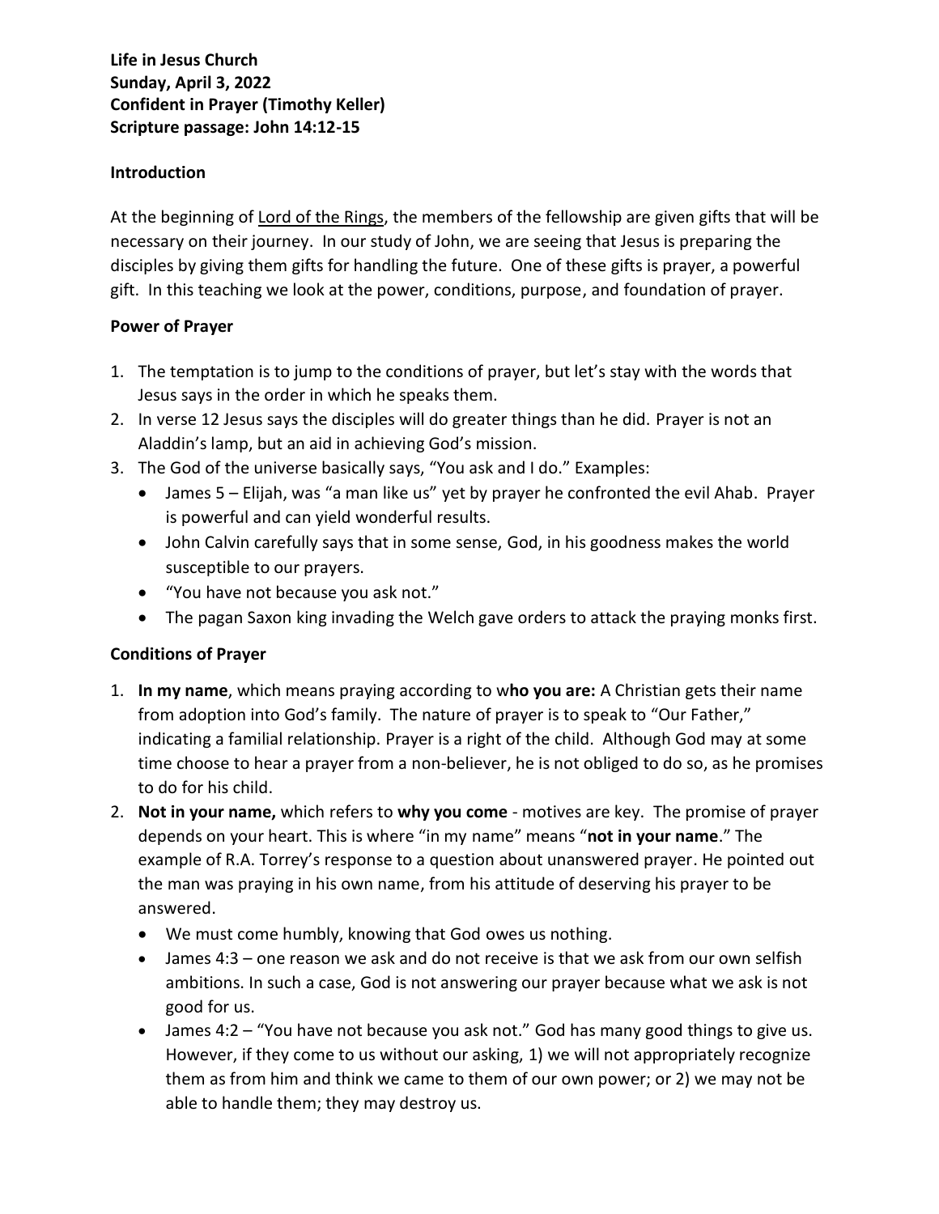**Life in Jesus Church**
**Sunday, April 3, 2022**
**Confident in Prayer (Timothy Keller)**
**Scripture passage: John 14:12-15**

**Introduction**

At the beginning of Lord of the Rings, the members of the fellowship are given gifts that will be necessary on their journey. In our study of John, we are seeing that Jesus is preparing the disciples by giving them gifts for handling the future. One of these gifts is prayer, a powerful gift. In this teaching we look at the power, conditions, purpose, and foundation of prayer.

**Power of Prayer**

1. The temptation is to jump to the conditions of prayer, but let's stay with the words that Jesus says in the order in which he speaks them.
2. In verse 12 Jesus says the disciples will do greater things than he did. Prayer is not an Aladdin's lamp, but an aid in achieving God's mission.
3. The God of the universe basically says, "You ask and I do." Examples:
   - James 5 – Elijah, was "a man like us" yet by prayer he confronted the evil Ahab. Prayer is powerful and can yield wonderful results.
   - John Calvin carefully says that in some sense, God, in his goodness makes the world susceptible to our prayers.
   - "You have not because you ask not."
   - The pagan Saxon king invading the Welch gave orders to attack the praying monks first.

**Conditions of Prayer**

1. **In my name**, which means praying according to w**ho you are:** A Christian gets their name from adoption into God's family. The nature of prayer is to speak to "Our Father," indicating a familial relationship. Prayer is a right of the child. Although God may at some time choose to hear a prayer from a non-believer, he is not obliged to do so, as he promises to do for his child.
2. **Not in your name,** which refers to **why you come** - motives are key. The promise of prayer depends on your heart. This is where "in my name" means "**not in your name**." The example of R.A. Torrey's response to a question about unanswered prayer. He pointed out the man was praying in his own name, from his attitude of deserving his prayer to be answered.
   - We must come humbly, knowing that God owes us nothing.
   - James 4:3 – one reason we ask and do not receive is that we ask from our own selfish ambitions. In such a case, God is not answering our prayer because what we ask is not good for us.
   - James 4:2 – "You have not because you ask not." God has many good things to give us. However, if they come to us without our asking, 1) we will not appropriately recognize them as from him and think we came to them of our own power; or 2) we may not be able to handle them; they may destroy us.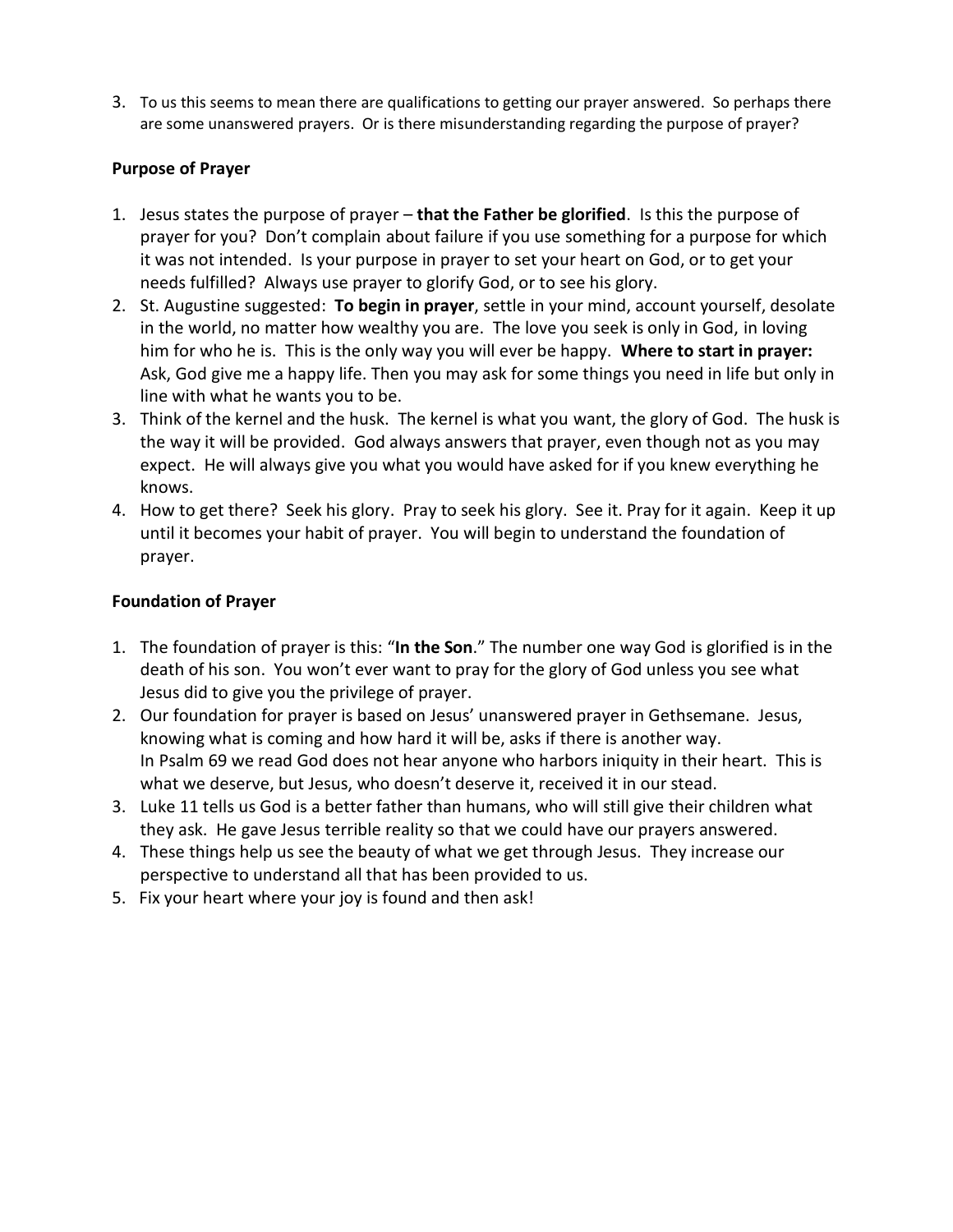3. To us this seems to mean there are qualifications to getting our prayer answered. So perhaps there are some unanswered prayers. Or is there misunderstanding regarding the purpose of prayer?

**Purpose of Prayer**

1. Jesus states the purpose of prayer – **that the Father be glorified**. Is this the purpose of prayer for you? Don't complain about failure if you use something for a purpose for which it was not intended. Is your purpose in prayer to set your heart on God, or to get your needs fulfilled? Always use prayer to glorify God, or to see his glory.
2. St. Augustine suggested: **To begin in prayer**, settle in your mind, account yourself, desolate in the world, no matter how wealthy you are. The love you seek is only in God, in loving him for who he is. This is the only way you will ever be happy. **Where to start in prayer:** Ask, God give me a happy life. Then you may ask for some things you need in life but only in line with what he wants you to be.
3. Think of the kernel and the husk. The kernel is what you want, the glory of God. The husk is the way it will be provided. God always answers that prayer, even though not as you may expect. He will always give you what you would have asked for if you knew everything he knows.
4. How to get there? Seek his glory. Pray to seek his glory. See it. Pray for it again. Keep it up until it becomes your habit of prayer. You will begin to understand the foundation of prayer.

**Foundation of Prayer**

1. The foundation of prayer is this: "**In the Son**." The number one way God is glorified is in the death of his son. You won't ever want to pray for the glory of God unless you see what Jesus did to give you the privilege of prayer.
2. Our foundation for prayer is based on Jesus' unanswered prayer in Gethsemane. Jesus, knowing what is coming and how hard it will be, asks if there is another way.
   In Psalm 69 we read God does not hear anyone who harbors iniquity in their heart. This is what we deserve, but Jesus, who doesn't deserve it, received it in our stead.
3. Luke 11 tells us God is a better father than humans, who will still give their children what they ask. He gave Jesus terrible reality so that we could have our prayers answered.
4. These things help us see the beauty of what we get through Jesus. They increase our perspective to understand all that has been provided to us.
5. Fix your heart where your joy is found and then ask!